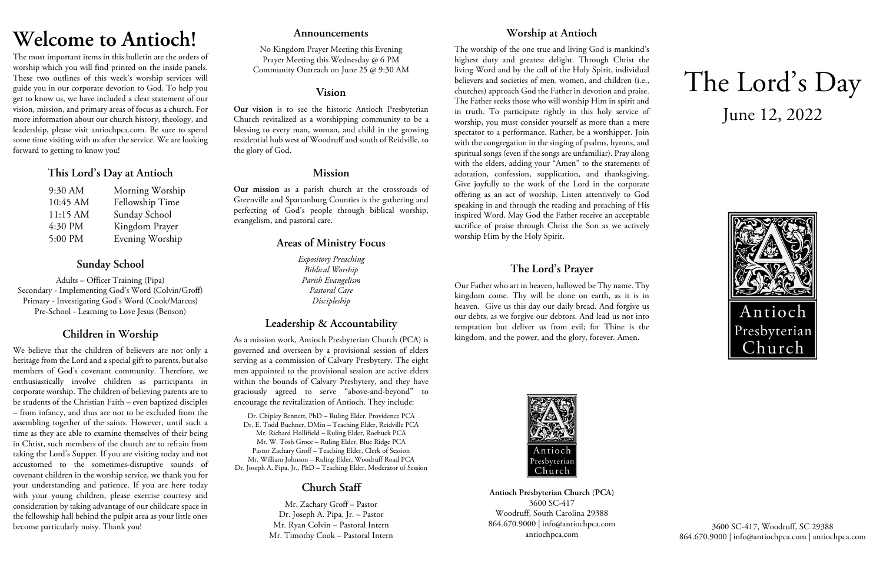# Welcome to Antioch!

The most important items in this bulletin are the orders of worship which you will find printed on the inside panels. These two outlines of this week's worship services will guide you in our corporate devotion to God. To help you get to know us, we have included a clear statement of our vision, mission, and primary areas of focus as a church. For more information about our church history, theology, and leadership, please visit antiochpca.com. Be sure to spend some time visiting with us after the service. We are looking forward to getting to know you!

## This Lord's Day at Antioch

| | |
|---|---|
| 9:30 AM | Morning Worship |
| 10:45 AM | Fellowship Time |
| 11:15 AM | Sunday School |
| 4:30 PM | Kingdom Prayer |
| 5:00 PM | Evening Worship |

## Sunday School

Adults – Officer Training (Pipa)
Secondary - Implementing God's Word (Colvin/Groff)
Primary - Investigating God's Word (Cook/Marcus)
Pre-School - Learning to Love Jesus (Benson)

## Children in Worship

We believe that the children of believers are not only a heritage from the Lord and a special gift to parents, but also members of God's covenant community. Therefore, we enthusiastically involve children as participants in corporate worship. The children of believing parents are to be students of the Christian Faith – even baptized disciples – from infancy, and thus are not to be excluded from the assembling together of the saints. However, until such a time as they are able to examine themselves of their being in Christ, such members of the church are to refrain from taking the Lord's Supper. If you are visiting today and not accustomed to the sometimes-disruptive sounds of covenant children in the worship service, we thank you for your understanding and patience. If you are here today with your young children, please exercise courtesy and consideration by taking advantage of our childcare space in the fellowship hall behind the pulpit area as your little ones become particularly noisy. Thank you!

## Announcements

No Kingdom Prayer Meeting this Evening
Prayer Meeting this Wednesday @ 6 PM
Community Outreach on June 25 @ 9:30 AM

## Vision

**Our vision** is to see the historic Antioch Presbyterian Church revitalized as a worshipping community to be a blessing to every man, woman, and child in the growing residential hub west of Woodruff and south of Reidville, to the glory of God.

## Mission

**Our mission** as a parish church at the crossroads of Greenville and Spartanburg Counties is the gathering and perfecting of God's people through biblical worship, evangelism, and pastoral care.

## Areas of Ministry Focus

*Expository Preaching*
*Biblical Worship*
*Parish Evangelism*
*Pastoral Care*
*Discipleship*

## Leadership & Accountability

As a mission work, Antioch Presbyterian Church (PCA) is governed and overseen by a provisional session of elders serving as a commission of Calvary Presbytery. The eight men appointed to the provisional session are active elders within the bounds of Calvary Presbytery, and they have graciously agreed to serve "above-and-beyond" to encourage the revitalization of Antioch. They include:

Dr. Chipley Bennett, PhD – Ruling Elder, Providence PCA
Dr. E. Todd Buchner, DMin – Teaching Elder, Reidville PCA
Mr. Richard Hollifield – Ruling Elder, Roebuck PCA
Mr. W. Tosh Groce – Ruling Elder, Blue Ridge PCA
Pastor Zachary Groff – Teaching Elder, Clerk of Session
Mr. William Johnson – Ruling Elder, Woodruff Road PCA
Dr. Joseph A. Pipa, Jr., PhD – Teaching Elder, Moderator of Session

## Church Staff

Mr. Zachary Groff – Pastor
Dr. Joseph A. Pipa, Jr. – Pastor
Mr. Ryan Colvin – Pastoral Intern
Mr. Timothy Cook – Pastoral Intern

## Worship at Antioch

The worship of the one true and living God is mankind's highest duty and greatest delight. Through Christ the living Word and by the call of the Holy Spirit, individual believers and societies of men, women, and children (i.e., churches) approach God the Father in devotion and praise. The Father seeks those who will worship Him in spirit and in truth. To participate rightly in this holy service of worship, you must consider yourself as more than a mere spectator to a performance. Rather, be a worshipper. Join with the congregation in the singing of psalms, hymns, and spiritual songs (even if the songs are unfamiliar). Pray along with the elders, adding your "Amen" to the statements of adoration, confession, supplication, and thanksgiving. Give joyfully to the work of the Lord in the corporate offering as an act of worship. Listen attentively to God speaking in and through the reading and preaching of His inspired Word. May God the Father receive an acceptable sacrifice of praise through Christ the Son as we actively worship Him by the Holy Spirit.

## The Lord's Prayer

Our Father who art in heaven, hallowed be Thy name. Thy kingdom come. Thy will be done on earth, as it is in heaven. Give us this day our daily bread. And forgive us our debts, as we forgive our debtors. And lead us not into temptation but deliver us from evil; for Thine is the kingdom, and the power, and the glory, forever. Amen.

Antioch Presbyterian Church

**Antioch Presbyterian Church (PCA)**
3600 SC-417
Woodruff, South Carolina 29388
864.670.9000 | info@antiochpca.com
antiochpca.com

# The Lord's Day

## June 12, 2022

Antioch Presbyterian Church

3600 SC-417, Woodruff, SC 29388
864.670.9000 | info@antiochpca.com | antiochpca.com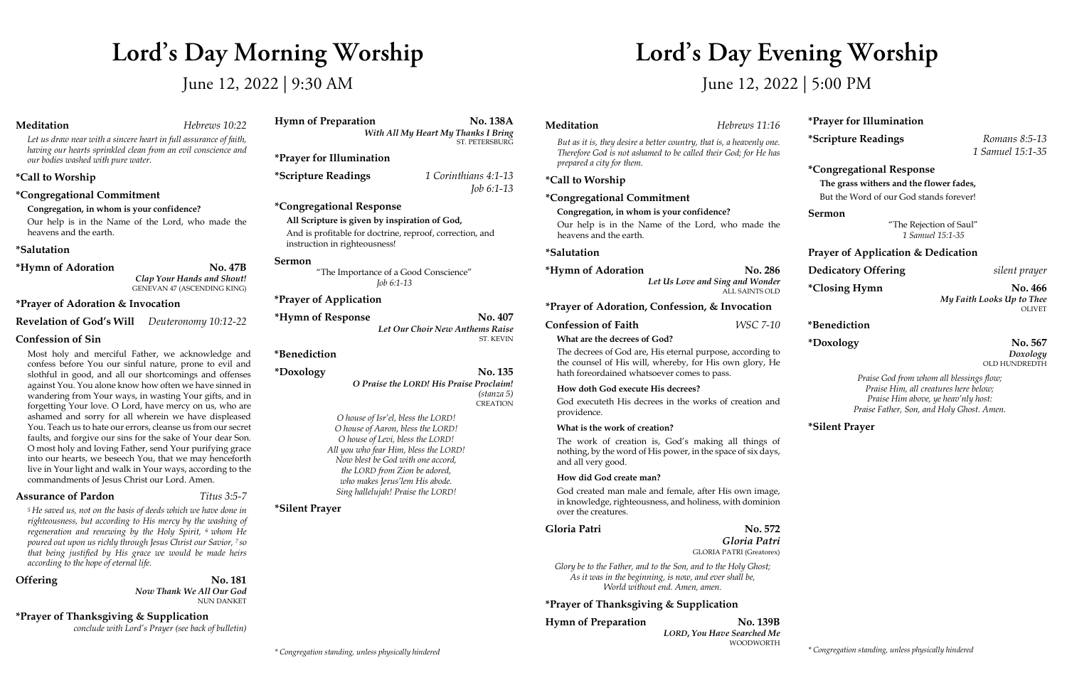# Lord's Day Morning Worship

## June 12, 2022 | 9:30 AM

**Meditation** *Hebrews 10:22*

*Let us draw near with a sincere heart in full assurance of faith, having our hearts sprinkled clean from an evil conscience and our bodies washed with pure water.*

**\*Call to Worship**

**\*Congregational Commitment**

**Congregation, in whom is your confidence?**

Our help is in the Name of the Lord, who made the heavens and the earth.

**\*Salutation**

**\*Hymn of Adoration** **No. 47B**
***Clap Your Hands and Shout!***
GENEVAN 47 (ASCENDING KING)

**\*Prayer of Adoration & Invocation**

**Revelation of God's Will** *Deuteronomy 10:12-22*

**Confession of Sin**

Most holy and merciful Father, we acknowledge and confess before You our sinful nature, prone to evil and slothful in good, and all our shortcomings and offenses against You. You alone know how often we have sinned in wandering from Your ways, in wasting Your gifts, and in forgetting Your love. O Lord, have mercy on us, who are ashamed and sorry for all wherein we have displeased You. Teach us to hate our errors, cleanse us from our secret faults, and forgive our sins for the sake of Your dear Son. O most holy and loving Father, send Your purifying grace into our hearts, we beseech You, that we may henceforth live in Your light and walk in Your ways, according to the commandments of Jesus Christ our Lord. Amen.

**Assurance of Pardon** *Titus 3:5-7*

*[5] He saved us, not on the basis of deeds which we have done in righteousness, but according to His mercy by the washing of regeneration and renewing by the Holy Spirit, [6] whom He poured out upon us richly through Jesus Christ our Savior, [7] so that being justified by His grace we would be made heirs according to the hope of eternal life.*

**Offering** **No. 181**
***Now Thank We All Our God***
NUN DANKET

**\*Prayer of Thanksgiving & Supplication**
*conclude with Lord's Prayer (see back of bulletin)*

**Hymn of Preparation** **No. 138A**
***With All My Heart My Thanks I Bring***
ST. PETERSBURG

**\*Prayer for Illumination**

**\*Scripture Readings** *1 Corinthians 4:1-13*
*Job 6:1-13*

**\*Congregational Response**

**All Scripture is given by inspiration of God,**

And is profitable for doctrine, reproof, correction, and instruction in righteousness!

**Sermon**

"The Importance of a Good Conscience"
*Job 6:1-13*

**\*Prayer of Application**

**\*Hymn of Response** **No. 407**
***Let Our Choir New Anthems Raise***
ST. KEVIN

**\*Benediction**

**\*Doxology** **No. 135**
***O Praise the LORD! His Praise Proclaim!***
*(stanza 5)*
CREATION

*O house of Isr'el, bless the LORD!*
*O house of Aaron, bless the LORD!*
*O house of Levi, bless the LORD!*
*All you who fear Him, bless the LORD!*
*Now blest be God with one accord,*
*the LORD from Zion be adored,*
*who makes Jerus'lem His abode.*
*Sing hallelujah! Praise the LORD!*

**\*Silent Prayer**

*\* Congregation standing, unless physically hindered*

# Lord's Day Evening Worship

## June 12, 2022 | 5:00 PM

**Meditation** *Hebrews 11:16*

*But as it is, they desire a better country, that is, a heavenly one. Therefore God is not ashamed to be called their God; for He has prepared a city for them.*

**\*Call to Worship**

**\*Congregational Commitment**

**Congregation, in whom is your confidence?**

Our help is in the Name of the Lord, who made the heavens and the earth.

**\*Salutation**

**\*Hymn of Adoration** **No. 286**
***Let Us Love and Sing and Wonder***
ALL SAINTS OLD

**\*Prayer of Adoration, Confession, & Invocation**

**Confession of Faith** *WSC 7-10*

**What are the decrees of God?**

The decrees of God are, His eternal purpose, according to the counsel of His will, whereby, for His own glory, He hath foreordained whatsoever comes to pass.

**How doth God execute His decrees?**

God executeth His decrees in the works of creation and providence.

**What is the work of creation?**

The work of creation is, God's making all things of nothing, by the word of His power, in the space of six days, and all very good.

**How did God create man?**

God created man male and female, after His own image, in knowledge, righteousness, and holiness, with dominion over the creatures.

**Gloria Patri** **No. 572**
***Gloria Patri***
GLORIA PATRI (Greatorex)

*Glory be to the Father, and to the Son, and to the Holy Ghost;*
*As it was in the beginning, is now, and ever shall be,*
*World without end. Amen, amen.*

**\*Prayer of Thanksgiving & Supplication**

**Hymn of Preparation** **No. 139B**
***LORD, You Have Searched Me***
WOODWORTH

**\*Prayer for Illumination**

**\*Scripture Readings** *Romans 8:5-13*
*1 Samuel 15:1-35*

**\*Congregational Response**

**The grass withers and the flower fades,**

But the Word of our God stands forever!

**Sermon**

"The Rejection of Saul"
*1 Samuel 15:1-35*

**Prayer of Application & Dedication**

**Dedicatory Offering** *silent prayer*

**\*Closing Hymn** **No. 466**
***My Faith Looks Up to Thee***
OLIVET

**\*Benediction**

**\*Doxology** **No. 567**
***Doxology***
OLD HUNDREDTH

*Praise God from whom all blessings flow;*
*Praise Him, all creatures here below;*
*Praise Him above, ye heav'nly host:*
*Praise Father, Son, and Holy Ghost. Amen.*

**\*Silent Prayer**

*\* Congregation standing, unless physically hindered*